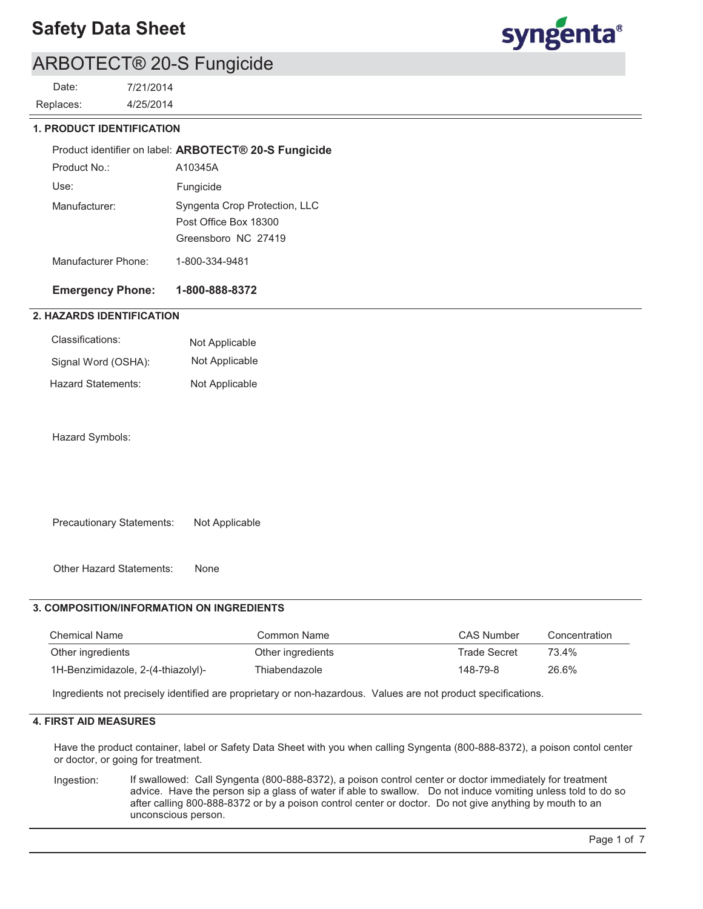# Safety Data Sheet

## ARBOTECT® 20-S Fungicide

Date: 7/21/2014

Replaces: 4/25/2014

### 1. PRODUCT IDENTIFICATION

Product identifier on label: **ARBOTECT® 20-S Fungicide**

Product No.: A10345A

Use: Fungicide

Manufacturer: Syngenta Crop Protection, LLC
Post Office Box 18300
Greensboro NC 27419

Manufacturer Phone: 1-800-334-9481

**Emergency Phone: 1-800-888-8372**

### 2. HAZARDS IDENTIFICATION

Classifications: Not Applicable

Signal Word (OSHA): Not Applicable

Hazard Statements: Not Applicable

Hazard Symbols:

Precautionary Statements: Not Applicable

Other Hazard Statements: None

### 3. COMPOSITION/INFORMATION ON INGREDIENTS

| Chemical Name | Common Name | CAS Number | Concentration |
|---|---|---|---|
| Other ingredients | Other ingredients | Trade Secret | 73.4% |
| 1H-Benzimidazole, 2-(4-thiazolyl)- | Thiabendazole | 148-79-8 | 26.6% |

Ingredients not precisely identified are proprietary or non-hazardous. Values are not product specifications.

### 4. FIRST AID MEASURES

Have the product container, label or Safety Data Sheet with you when calling Syngenta (800-888-8372), a poison contol center or doctor, or going for treatment.

Ingestion: If swallowed: Call Syngenta (800-888-8372), a poison control center or doctor immediately for treatment advice. Have the person sip a glass of water if able to swallow. Do not induce vomiting unless told to do so after calling 800-888-8372 or by a poison control center or doctor. Do not give anything by mouth to an unconscious person.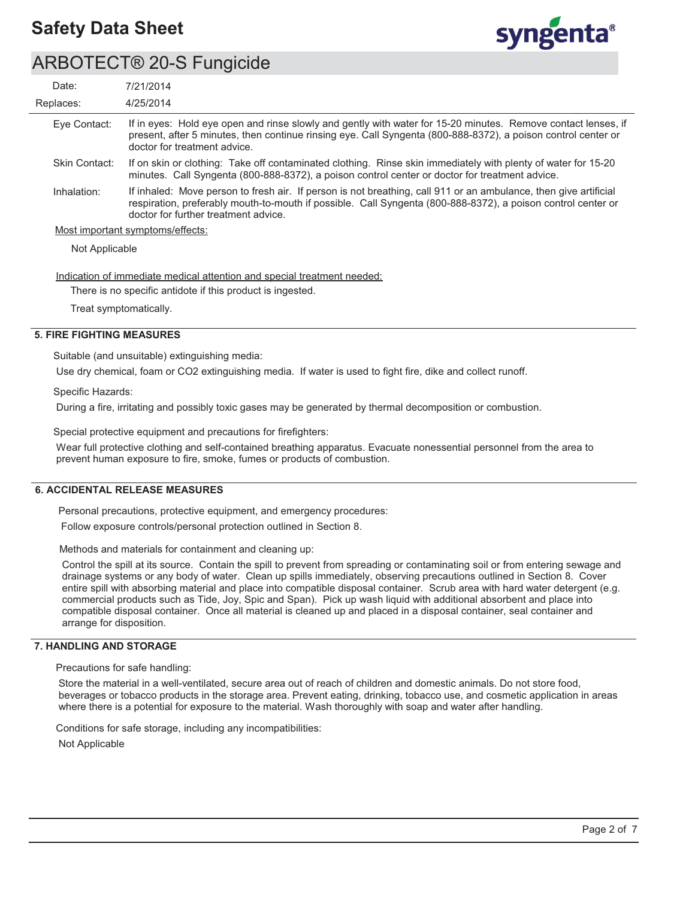Eye Contact: If in eyes: Hold eye open and rinse slowly and gently with water for 15-20 minutes. Remove contact lenses, if present, after 5 minutes, then continue rinsing eye. Call Syngenta (800-888-8372), a poison control center or doctor for treatment advice.

Skin Contact: If on skin or clothing: Take off contaminated clothing. Rinse skin immediately with plenty of water for 15-20 minutes. Call Syngenta (800-888-8372), a poison control center or doctor for treatment advice.

Inhalation: If inhaled: Move person to fresh air. If person is not breathing, call 911 or an ambulance, then give artificial respiration, preferably mouth-to-mouth if possible. Call Syngenta (800-888-8372), a poison control center or doctor for further treatment advice.

Most important symptoms/effects:

Not Applicable

Indication of immediate medical attention and special treatment needed:

There is no specific antidote if this product is ingested.

Treat symptomatically.

## 5. FIRE FIGHTING MEASURES

Suitable (and unsuitable) extinguishing media:

Use dry chemical, foam or $CO_2$ extinguishing media. If water is used to fight fire, dike and collect runoff.

Specific Hazards:

During a fire, irritating and possibly toxic gases may be generated by thermal decomposition or combustion.

Special protective equipment and precautions for firefighters:

Wear full protective clothing and self-contained breathing apparatus. Evacuate nonessential personnel from the area to prevent human exposure to fire, smoke, fumes or products of combustion.

## 6. ACCIDENTAL RELEASE MEASURES

Personal precautions, protective equipment, and emergency procedures:

Follow exposure controls/personal protection outlined in Section 8.

Methods and materials for containment and cleaning up:

Control the spill at its source. Contain the spill to prevent from spreading or contaminating soil or from entering sewage and drainage systems or any body of water. Clean up spills immediately, observing precautions outlined in Section 8. Cover entire spill with absorbing material and place into compatible disposal container. Scrub area with hard water detergent (e.g. commercial products such as Tide, Joy, Spic and Span). Pick up wash liquid with additional absorbent and place into compatible disposal container. Once all material is cleaned up and placed in a disposal container, seal container and arrange for disposition.

## 7. HANDLING AND STORAGE

Precautions for safe handling:

Store the material in a well-ventilated, secure area out of reach of children and domestic animals. Do not store food, beverages or tobacco products in the storage area. Prevent eating, drinking, tobacco use, and cosmetic application in areas where there is a potential for exposure to the material. Wash thoroughly with soap and water after handling.

Conditions for safe storage, including any incompatibilities:

Not Applicable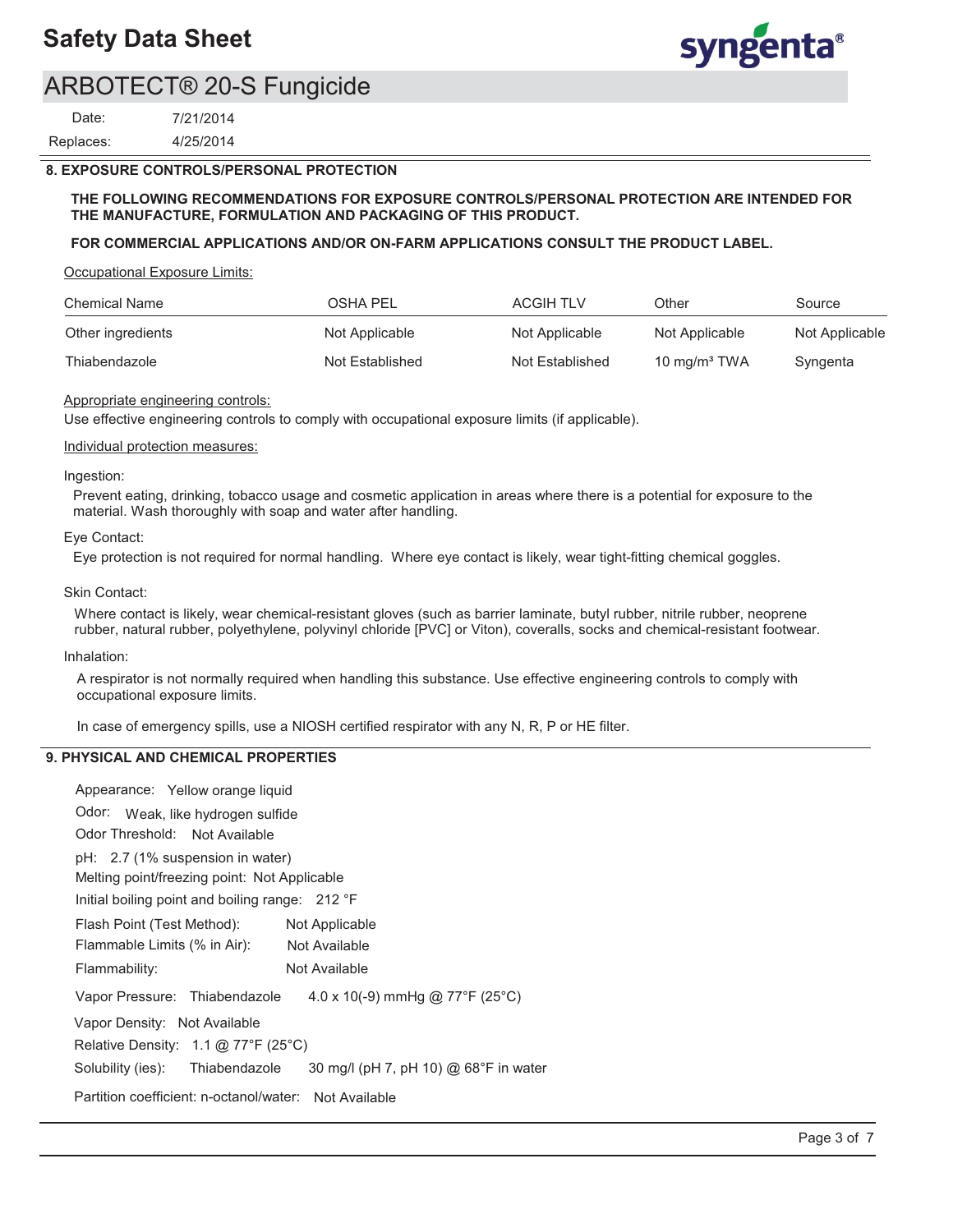## 8. EXPOSURE CONTROLS/PERSONAL PROTECTION

**THE FOLLOWING RECOMMENDATIONS FOR EXPOSURE CONTROLS/PERSONAL PROTECTION ARE INTENDED FOR THE MANUFACTURE, FORMULATION AND PACKAGING OF THIS PRODUCT.**

**FOR COMMERCIAL APPLICATIONS AND/OR ON-FARM APPLICATIONS CONSULT THE PRODUCT LABEL.**

Occupational Exposure Limits:

| Chemical Name | OSHA PEL | ACGIH TLV | Other | Source |
|---|---|---|---|---|
| Other ingredients | Not Applicable | Not Applicable | Not Applicable | Not Applicable |
| Thiabendazole | Not Established | Not Established | 10 mg/m³ TWA | Syngenta |

Appropriate engineering controls:

Use effective engineering controls to comply with occupational exposure limits (if applicable).

Individual protection measures:

Ingestion:

Prevent eating, drinking, tobacco usage and cosmetic application in areas where there is a potential for exposure to the material. Wash thoroughly with soap and water after handling.

Eye Contact:

Eye protection is not required for normal handling. Where eye contact is likely, wear tight-fitting chemical goggles.

Skin Contact:

Where contact is likely, wear chemical-resistant gloves (such as barrier laminate, butyl rubber, nitrile rubber, neoprene rubber, natural rubber, polyethylene, polyvinyl chloride [PVC] or Viton), coveralls, socks and chemical-resistant footwear.

Inhalation:

A respirator is not normally required when handling this substance. Use effective engineering controls to comply with occupational exposure limits.

In case of emergency spills, use a NIOSH certified respirator with any N, R, P or HE filter.

## 9. PHYSICAL AND CHEMICAL PROPERTIES

Appearance: Yellow orange liquid

Odor: Weak, like hydrogen sulfide

Odor Threshold: Not Available

pH: 2.7 (1% suspension in water)

Melting point/freezing point: Not Applicable

Initial boiling point and boiling range: 212 °F

Flash Point (Test Method): Not Applicable

Flammable Limits (% in Air): Not Available

Flammability: Not Available

Vapor Pressure: Thiabendazole 4.0 x 10(-9) mmHg @ 77°F (25°C)

Vapor Density: Not Available

Relative Density: 1.1 @ 77°F (25°C)

Solubility (ies): Thiabendazole 30 mg/l (pH 7, pH 10) @ 68°F in water

Partition coefficient: n-octanol/water: Not Available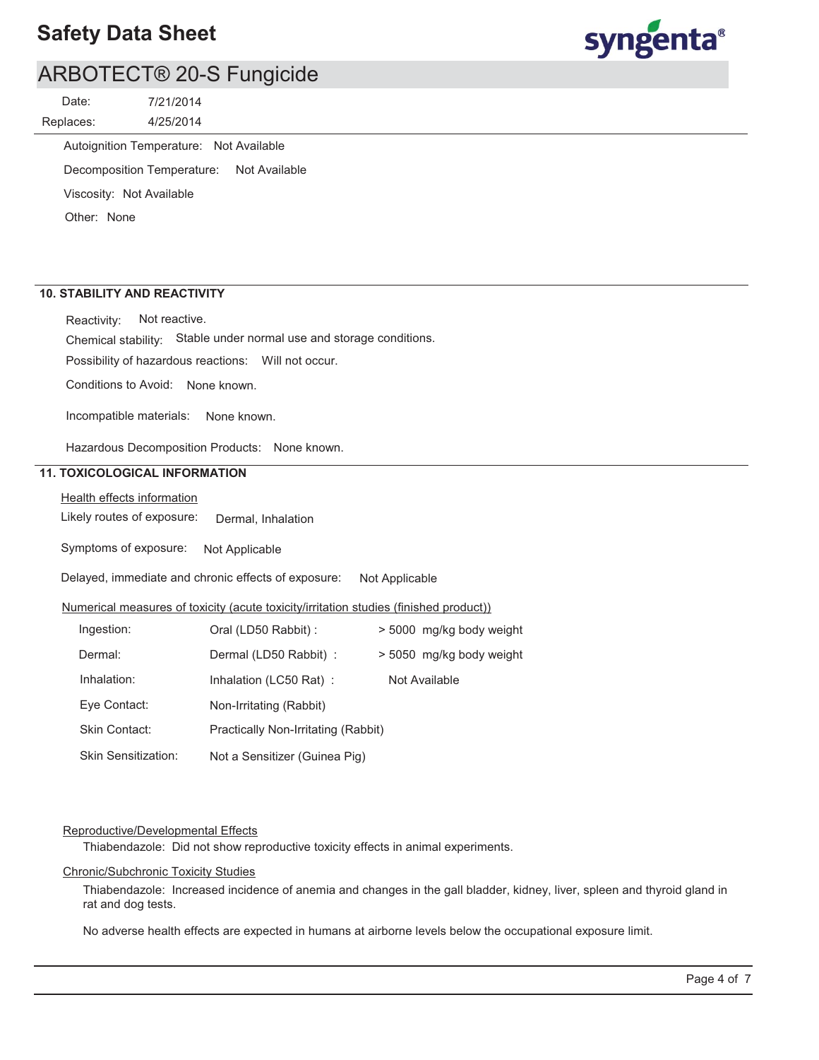Autoignition Temperature: Not Available

Decomposition Temperature: Not Available

Viscosity: Not Available

Other: None

## 10. STABILITY AND REACTIVITY

Reactivity: Not reactive.

Chemical stability: Stable under normal use and storage conditions.

Possibility of hazardous reactions: Will not occur.

Conditions to Avoid: None known.

Incompatible materials: None known.

Hazardous Decomposition Products: None known.

## 11. TOXICOLOGICAL INFORMATION

Health effects information

Likely routes of exposure: Dermal, Inhalation

Symptoms of exposure: Not Applicable

Delayed, immediate and chronic effects of exposure: Not Applicable

Numerical measures of toxicity (acute toxicity/irritation studies (finished product))

| | | |
|---|---|---|
| Ingestion: | Oral (LD50 Rabbit) : | > 5000 mg/kg body weight |
| Dermal: | Dermal (LD50 Rabbit) : | > 5050 mg/kg body weight |
| Inhalation: | Inhalation (LC50 Rat) : | Not Available |
| Eye Contact: | Non-Irritating (Rabbit) | |
| Skin Contact: | Practically Non-Irritating (Rabbit) | |
| Skin Sensitization: | Not a Sensitizer (Guinea Pig) | |

Reproductive/Developmental Effects

Thiabendazole: Did not show reproductive toxicity effects in animal experiments.

Chronic/Subchronic Toxicity Studies

Thiabendazole: Increased incidence of anemia and changes in the gall bladder, kidney, liver, spleen and thyroid gland in rat and dog tests.

No adverse health effects are expected in humans at airborne levels below the occupational exposure limit.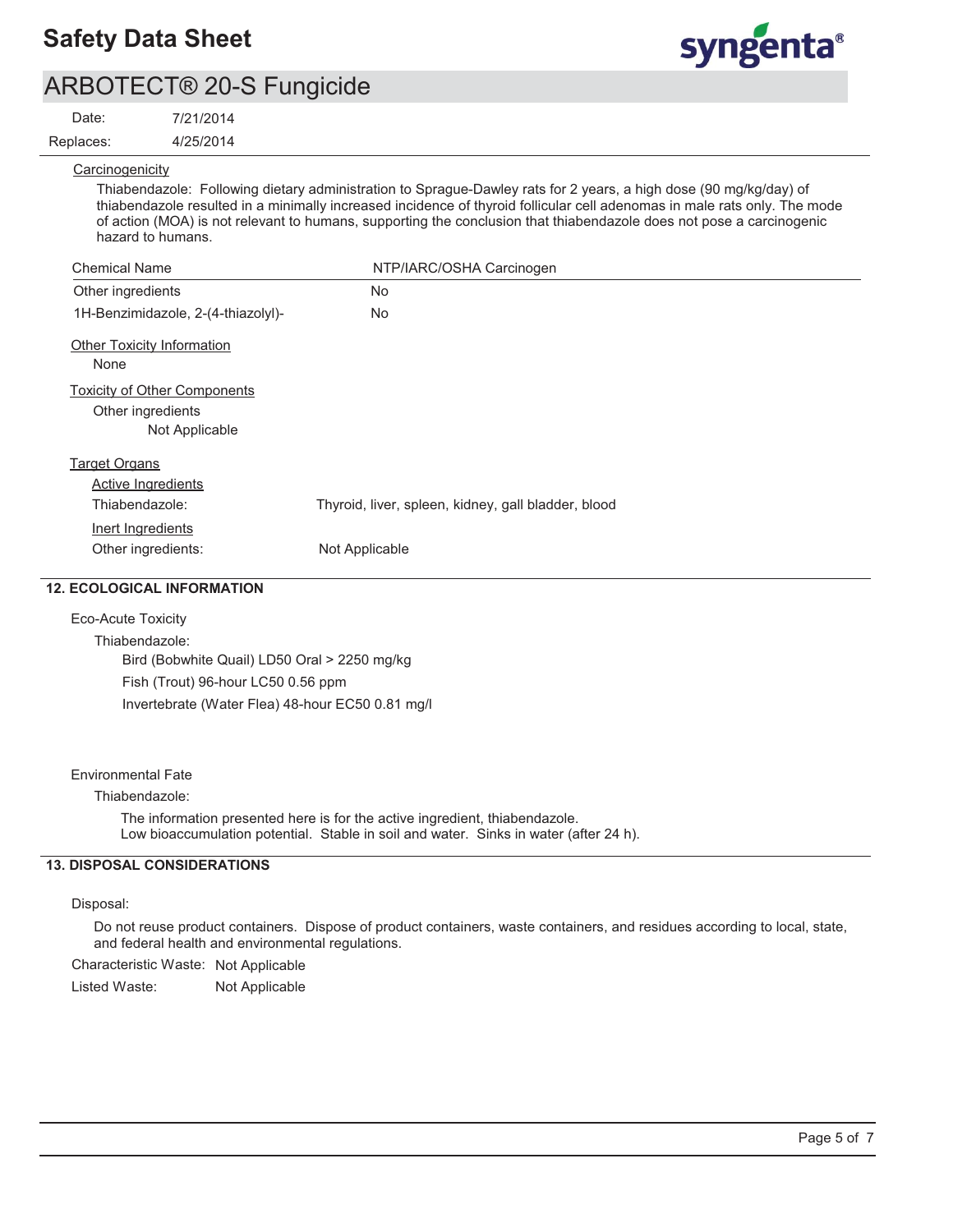Carcinogenicity

Thiabendazole: Following dietary administration to Sprague-Dawley rats for 2 years, a high dose (90 mg/kg/day) of thiabendazole resulted in a minimally increased incidence of thyroid follicular cell adenomas in male rats only. The mode of action (MOA) is not relevant to humans, supporting the conclusion that thiabendazole does not pose a carcinogenic hazard to humans.

| Chemical Name | NTP/IARC/OSHA Carcinogen |
|---|---|
| Other ingredients | No |
| 1H-Benzimidazole, 2-(4-thiazolyl)- | No |

Other Toxicity Information

None

Toxicity of Other Components

Other ingredients

Not Applicable

Target Organs

Active Ingredients

Thiabendazole: Thyroid, liver, spleen, kidney, gall bladder, blood

Inert Ingredients

Other ingredients: Not Applicable

## 12. ECOLOGICAL INFORMATION

Eco-Acute Toxicity

Thiabendazole:

Bird (Bobwhite Quail) LD50 Oral > 2250 mg/kg

Fish (Trout) 96-hour LC50 0.56 ppm

Invertebrate (Water Flea) 48-hour EC50 0.81 mg/l

Environmental Fate

Thiabendazole:

The information presented here is for the active ingredient, thiabendazole.
Low bioaccumulation potential. Stable in soil and water. Sinks in water (after 24 h).

## 13. DISPOSAL CONSIDERATIONS

Disposal:

Do not reuse product containers. Dispose of product containers, waste containers, and residues according to local, state, and federal health and environmental regulations.

Characteristic Waste: Not Applicable

Listed Waste: Not Applicable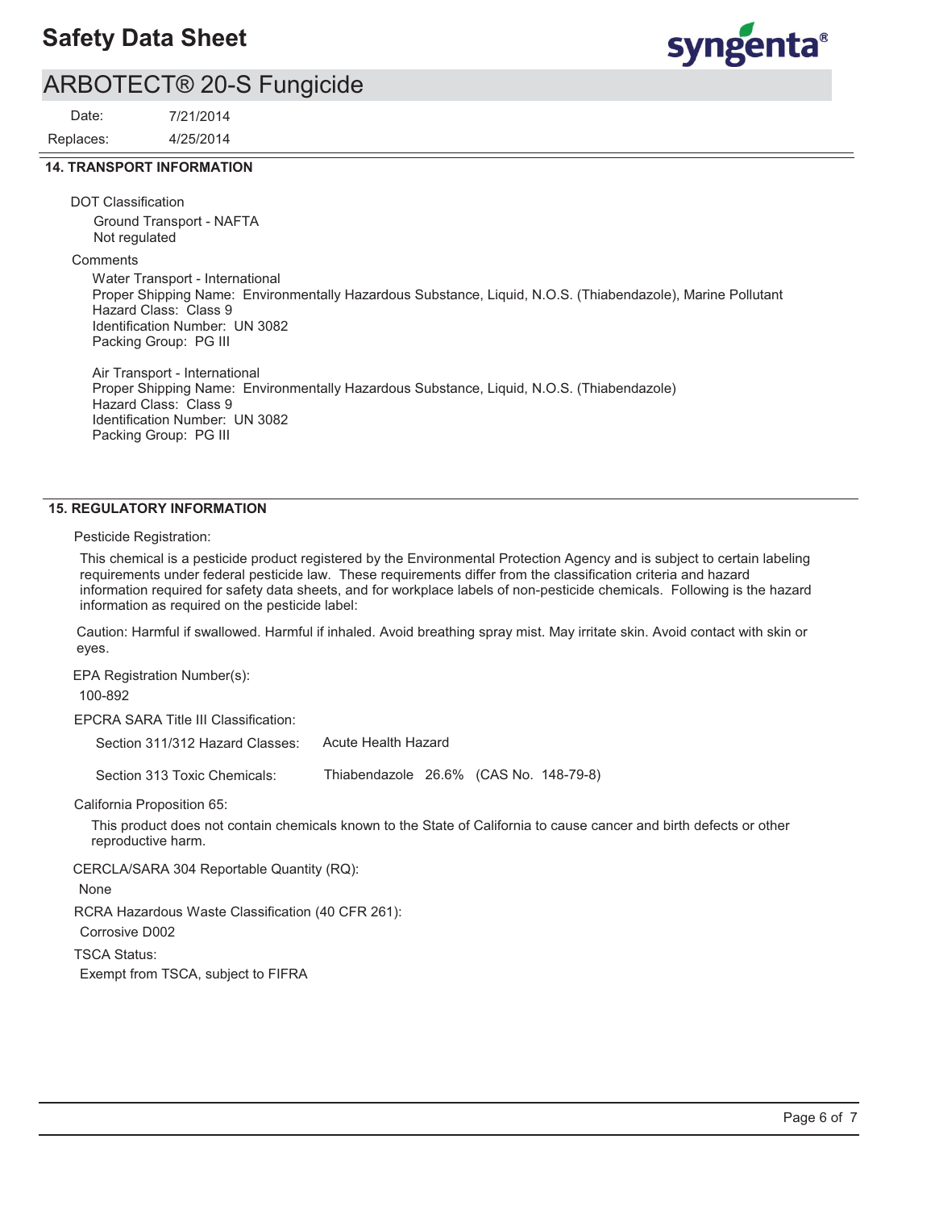## 14. TRANSPORT INFORMATION

DOT Classification

Ground Transport - NAFTA
Not regulated

Comments

Water Transport - International
Proper Shipping Name: Environmentally Hazardous Substance, Liquid, N.O.S. (Thiabendazole), Marine Pollutant
Hazard Class: Class 9
Identification Number: UN 3082
Packing Group: PG III

Air Transport - International
Proper Shipping Name: Environmentally Hazardous Substance, Liquid, N.O.S. (Thiabendazole)
Hazard Class: Class 9
Identification Number: UN 3082
Packing Group: PG III

## 15. REGULATORY INFORMATION

Pesticide Registration:

This chemical is a pesticide product registered by the Environmental Protection Agency and is subject to certain labeling requirements under federal pesticide law. These requirements differ from the classification criteria and hazard information required for safety data sheets, and for workplace labels of non-pesticide chemicals. Following is the hazard information as required on the pesticide label:

Caution: Harmful if swallowed. Harmful if inhaled. Avoid breathing spray mist. May irritate skin. Avoid contact with skin or eyes.

EPA Registration Number(s):

100-892

EPCRA SARA Title III Classification:

Section 311/312 Hazard Classes: Acute Health Hazard

Section 313 Toxic Chemicals: Thiabendazole 26.6% (CAS No. 148-79-8)

California Proposition 65:

This product does not contain chemicals known to the State of California to cause cancer and birth defects or other reproductive harm.

CERCLA/SARA 304 Reportable Quantity (RQ):

None

RCRA Hazardous Waste Classification (40 CFR 261):

Corrosive D002

TSCA Status:

Exempt from TSCA, subject to FIFRA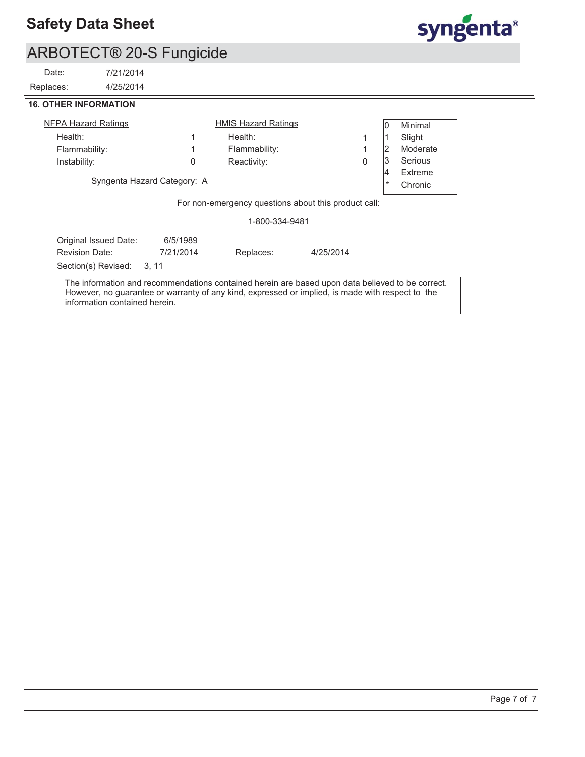## 16. OTHER INFORMATION

| NFPA Hazard Ratings | | HMIS Hazard Ratings | | |
|---|---|---|---|---|
| Health: | 1 | Health: | 1 | |
| Flammability: | 1 | Flammability: | 1 | |
| Instability: | 0 | Reactivity: | 0 | |

| | |
|---|---|
| 0 | Minimal |
| 1 | Slight |
| 2 | Moderate |
| 3 | Serious |
| 4 | Extreme |
| * | Chronic |

Syngenta Hazard Category: A

For non-emergency questions about this product call:

1-800-334-9481

Original Issued Date: 6/5/1989

Revision Date: 7/21/2014 Replaces: 4/25/2014

Section(s) Revised: 3, 11

The information and recommendations contained herein are based upon data believed to be correct. However, no guarantee or warranty of any kind, expressed or implied, is made with respect to the information contained herein.